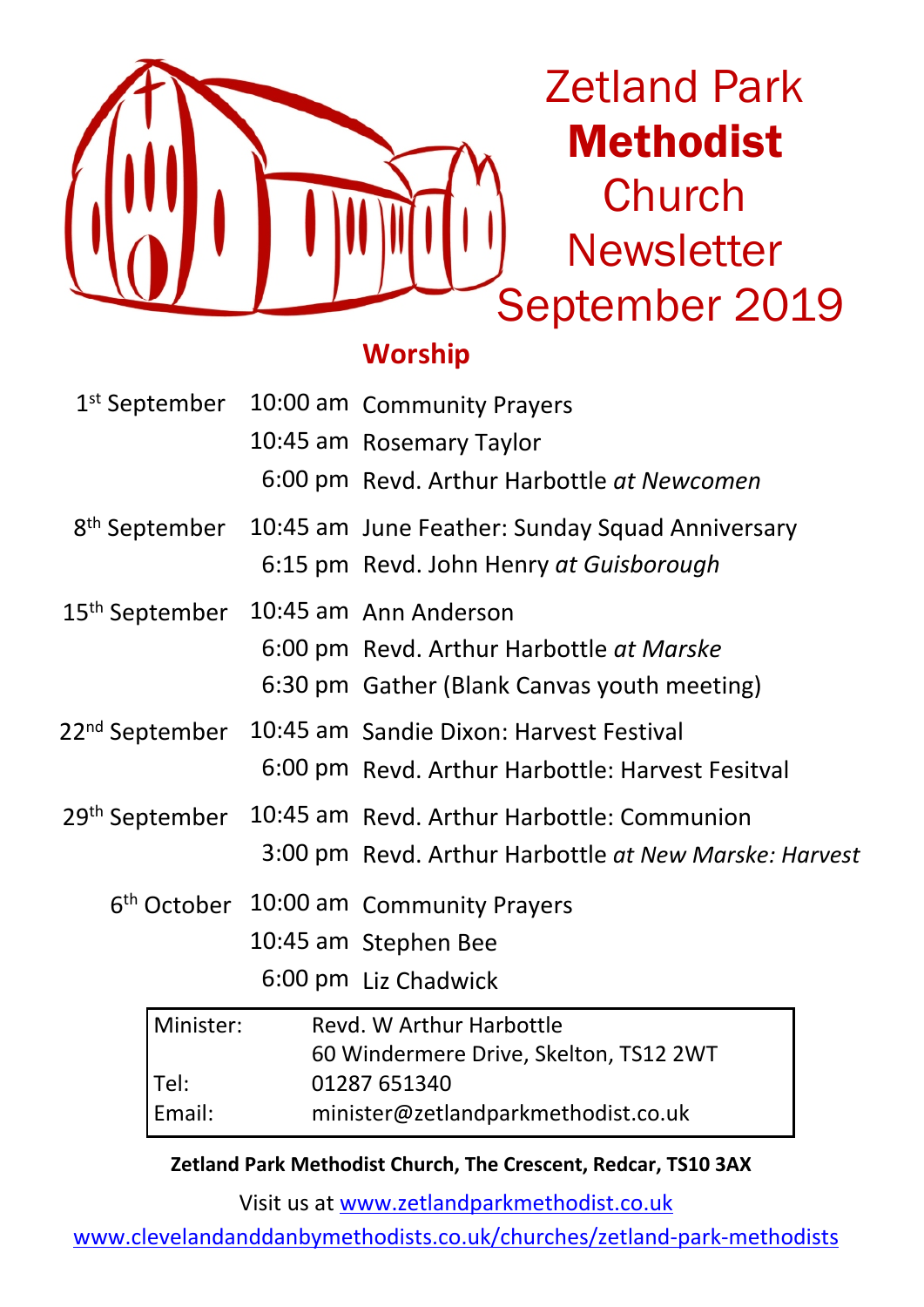# Zetland Park **Methodist** Church Newsletter September 2019

## Worship

| | | |
|---|---|---|
| 1st September | 10:00 am | Community Prayers |
| | 10:45 am | Rosemary Taylor |
| | 6:00 pm | Revd. Arthur Harbottle *at Newcomen* |
| 8th September | 10:45 am | June Feather: Sunday Squad Anniversary |
| | 6:15 pm | Revd. John Henry *at Guisborough* |
| 15th September | 10:45 am | Ann Anderson |
| | 6:00 pm | Revd. Arthur Harbottle *at Marske* |
| | 6:30 pm | Gather (Blank Canvas youth meeting) |
| 22nd September | 10:45 am | Sandie Dixon: Harvest Festival |
| | 6:00 pm | Revd. Arthur Harbottle: Harvest Fesitval |
| 29th September | 10:45 am | Revd. Arthur Harbottle: Communion |
| | 3:00 pm | Revd. Arthur Harbottle *at New Marske: Harvest* |
| 6th October | 10:00 am | Community Prayers |
| | 10:45 am | Stephen Bee |
| | 6:00 pm | Liz Chadwick |

| | |
|---|---|
| Minister: | Revd. W Arthur Harbottle<br>60 Windermere Drive, Skelton, TS12 2WT |
| Tel: | 01287 651340 |
| Email: | minister@zetlandparkmethodist.co.uk |

**Zetland Park Methodist Church, The Crescent, Redcar, TS10 3AX**

Visit us at www.zetlandparkmethodist.co.uk

www.clevelandanddanbymethodists.co.uk/churches/zetland-park-methodists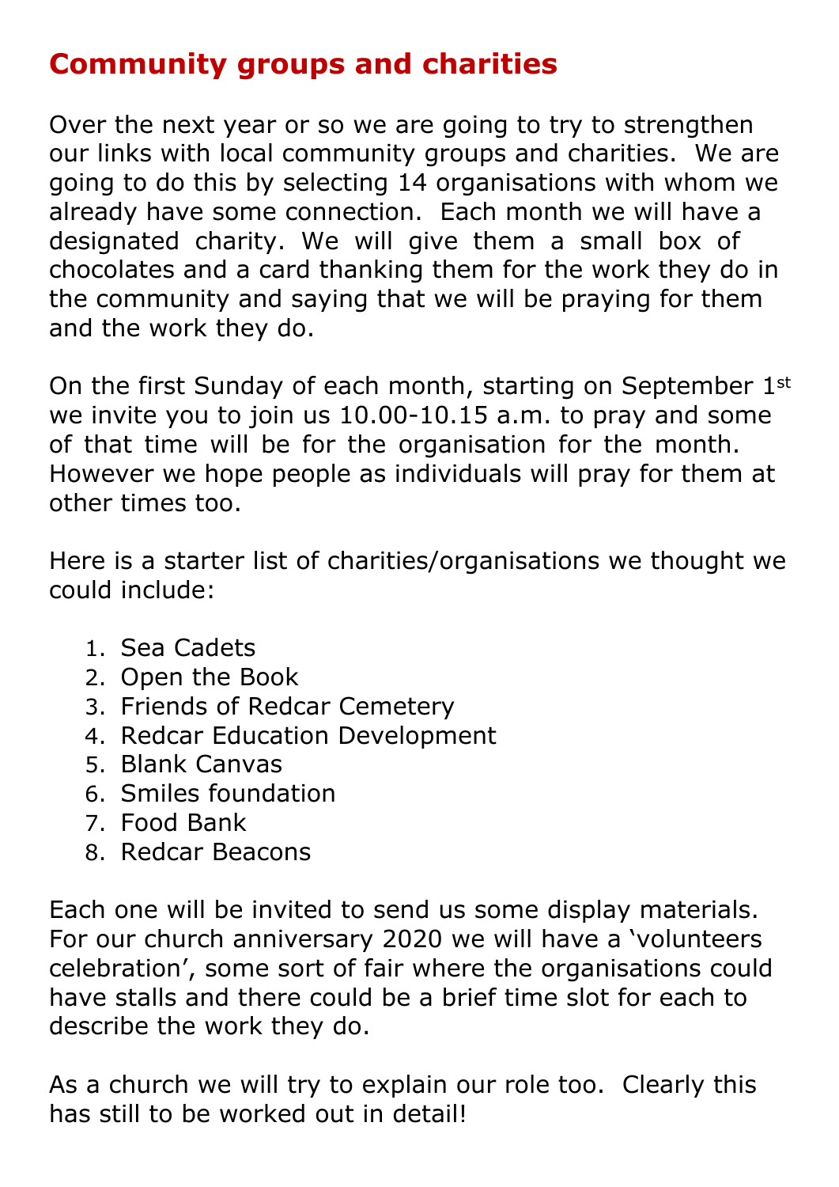# Community groups and charities

Over the next year or so we are going to try to strengthen our links with local community groups and charities. We are going to do this by selecting 14 organisations with whom we already have some connection. Each month we will have a designated charity. We will give them a small box of chocolates and a card thanking them for the work they do in the community and saying that we will be praying for them and the work they do.

On the first Sunday of each month, starting on September 1st we invite you to join us 10.00-10.15 a.m. to pray and some of that time will be for the organisation for the month. However we hope people as individuals will pray for them at other times too.

Here is a starter list of charities/organisations we thought we could include:

1. Sea Cadets
2. Open the Book
3. Friends of Redcar Cemetery
4. Redcar Education Development
5. Blank Canvas
6. Smiles foundation
7. Food Bank
8. Redcar Beacons

Each one will be invited to send us some display materials. For our church anniversary 2020 we will have a 'volunteers celebration', some sort of fair where the organisations could have stalls and there could be a brief time slot for each to describe the work they do.

As a church we will try to explain our role too. Clearly this has still to be worked out in detail!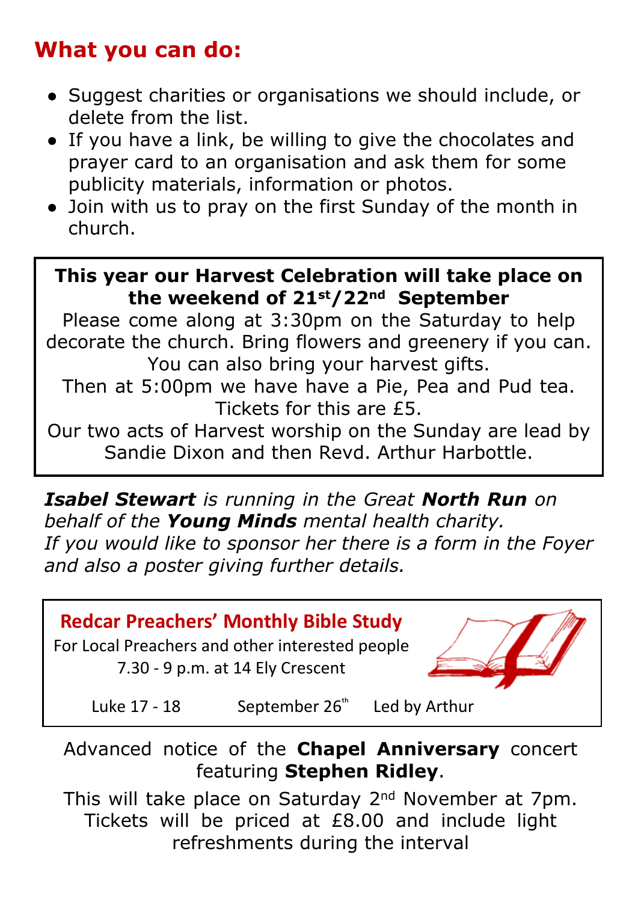## What you can do:

- Suggest charities or organisations we should include, or delete from the list.
- If you have a link, be willing to give the chocolates and prayer card to an organisation and ask them for some publicity materials, information or photos.
- Join with us to pray on the first Sunday of the month in church.

**This year our Harvest Celebration will take place on the weekend of 21st/22nd September**

Please come along at 3:30pm on the Saturday to help decorate the church. Bring flowers and greenery if you can. You can also bring your harvest gifts.

Then at 5:00pm we have have a Pie, Pea and Pud tea. Tickets for this are £5.

Our two acts of Harvest worship on the Sunday are lead by Sandie Dixon and then Revd. Arthur Harbottle.

***Isabel Stewart*** *is running in the Great* ***North Run*** *on behalf of the* ***Young Minds*** *mental health charity.*
*If you would like to sponsor her there is a form in the Foyer and also a poster giving further details.*

**Redcar Preachers' Monthly Bible Study**

For Local Preachers and other interested people

7.30 - 9 p.m. at 14 Ely Crescent

Luke 17 - 18 September 26th Led by Arthur

Advanced notice of the **Chapel Anniversary** concert featuring **Stephen Ridley**.

This will take place on Saturday 2nd November at 7pm. Tickets will be priced at £8.00 and include light refreshments during the interval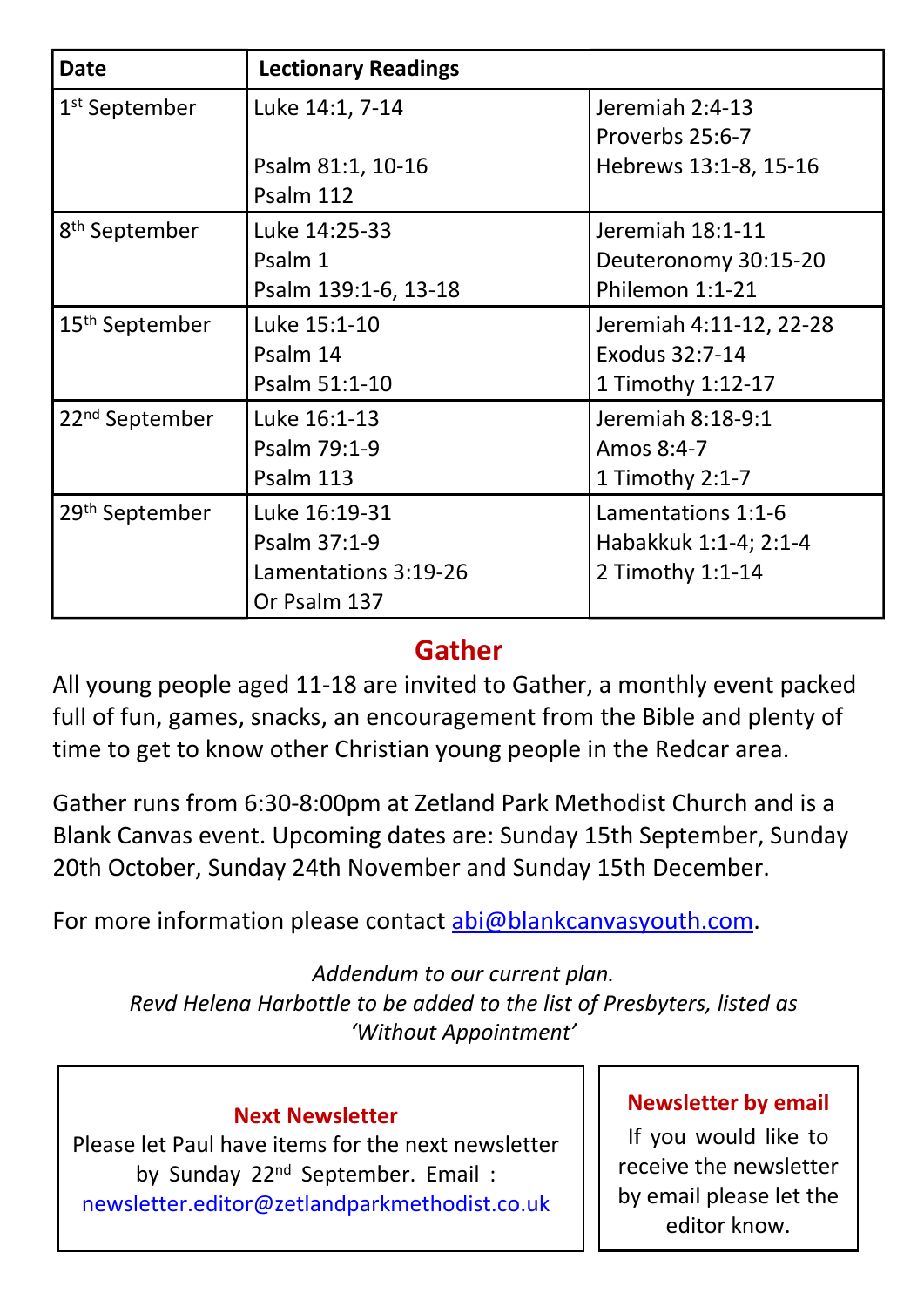| Date | Lectionary Readings | |
|---|---|---|
| 1st September | Luke 14:1, 7-14<br><br>Psalm 81:1, 10-16<br>Psalm 112 | Jeremiah 2:4-13<br>Proverbs 25:6-7<br>Hebrews 13:1-8, 15-16 |
| 8th September | Luke 14:25-33<br>Psalm 1<br>Psalm 139:1-6, 13-18 | Jeremiah 18:1-11<br>Deuteronomy 30:15-20<br>Philemon 1:1-21 |
| 15th September | Luke 15:1-10<br>Psalm 14<br>Psalm 51:1-10 | Jeremiah 4:11-12, 22-28<br>Exodus 32:7-14<br>1 Timothy 1:12-17 |
| 22nd September | Luke 16:1-13<br>Psalm 79:1-9<br>Psalm 113 | Jeremiah 8:18-9:1<br>Amos 8:4-7<br>1 Timothy 2:1-7 |
| 29th September | Luke 16:19-31<br>Psalm 37:1-9<br>Lamentations 3:19-26<br>Or Psalm 137 | Lamentations 1:1-6<br>Habakkuk 1:1-4; 2:1-4<br>2 Timothy 1:1-14 |

## Gather

All young people aged 11-18 are invited to Gather, a monthly event packed full of fun, games, snacks, an encouragement from the Bible and plenty of time to get to know other Christian young people in the Redcar area.

Gather runs from 6:30-8:00pm at Zetland Park Methodist Church and is a Blank Canvas event. Upcoming dates are: Sunday 15th September, Sunday 20th October, Sunday 24th November and Sunday 15th December.

For more information please contact abi@blankcanvasyouth.com.

*Addendum to our current plan.*
*Revd Helena Harbottle to be added to the list of Presbyters, listed as 'Without Appointment'*

**Next Newsletter**

Please let Paul have items for the next newsletter by Sunday 22nd September. Email : newsletter.editor@zetlandparkmethodist.co.uk

**Newsletter by email**

If you would like to receive the newsletter by email please let the editor know.